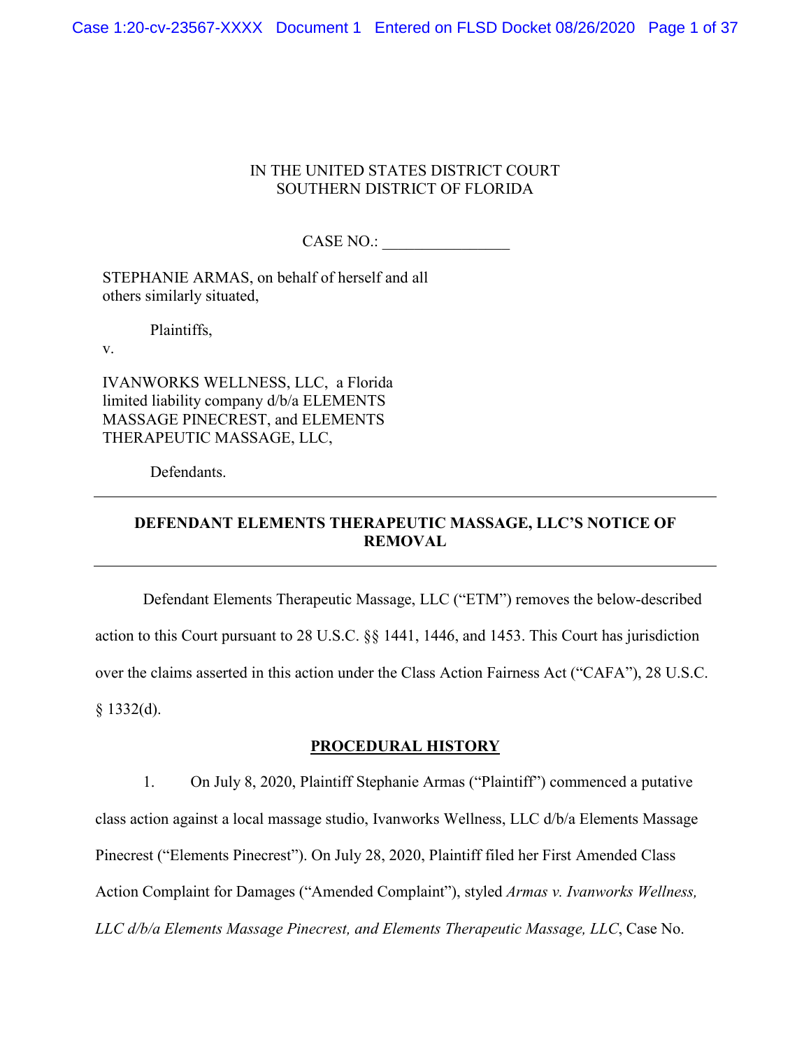IN THE UNITED STATES DISTRICT COURT
SOUTHERN DISTRICT OF FLORIDA

CASE NO.: ________________

STEPHANIE ARMAS, on behalf of herself and all others similarly situated,

Plaintiffs,

v.

IVANWORKS WELLNESS, LLC, a Florida limited liability company d/b/a ELEMENTS MASSAGE PINECREST, and ELEMENTS THERAPEUTIC MASSAGE, LLC,

Defendants.

---

**DEFENDANT ELEMENTS THERAPEUTIC MASSAGE, LLC'S NOTICE OF REMOVAL**

---

Defendant Elements Therapeutic Massage, LLC ("ETM") removes the below-described action to this Court pursuant to 28 U.S.C. §§ 1441, 1446, and 1453. This Court has jurisdiction over the claims asserted in this action under the Class Action Fairness Act ("CAFA"), 28 U.S.C. § 1332(d).

## PROCEDURAL HISTORY

1. On July 8, 2020, Plaintiff Stephanie Armas ("Plaintiff") commenced a putative class action against a local massage studio, Ivanworks Wellness, LLC d/b/a Elements Massage Pinecrest ("Elements Pinecrest"). On July 28, 2020, Plaintiff filed her First Amended Class Action Complaint for Damages ("Amended Complaint"), styled *Armas v. Ivanworks Wellness, LLC d/b/a Elements Massage Pinecrest, and Elements Therapeutic Massage, LLC*, Case No.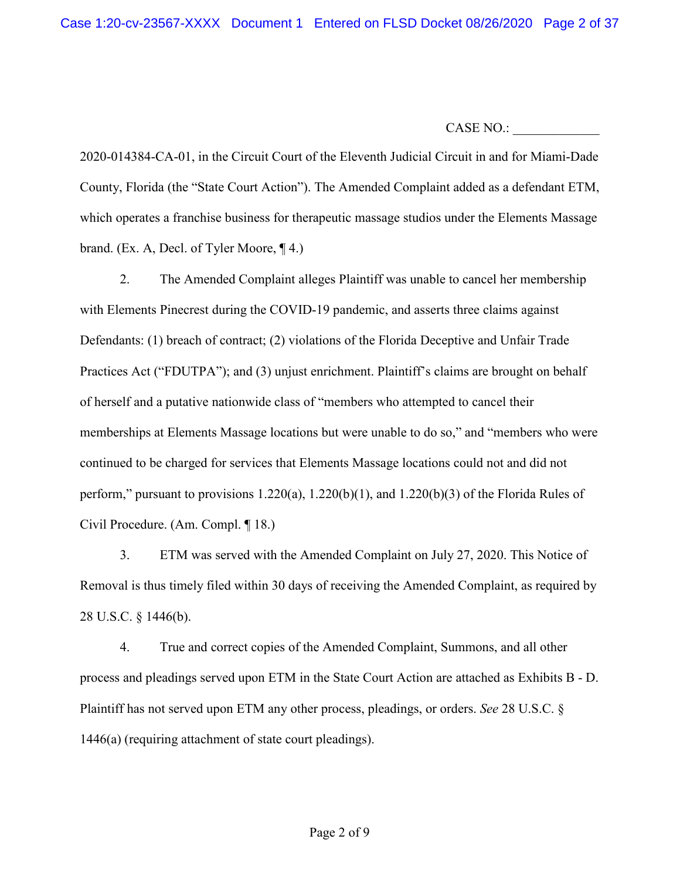CASE NO.: _____________

2020-014384-CA-01, in the Circuit Court of the Eleventh Judicial Circuit in and for Miami-Dade County, Florida (the "State Court Action"). The Amended Complaint added as a defendant ETM, which operates a franchise business for therapeutic massage studios under the Elements Massage brand. (Ex. A, Decl. of Tyler Moore, ¶ 4.)

2. The Amended Complaint alleges Plaintiff was unable to cancel her membership with Elements Pinecrest during the COVID-19 pandemic, and asserts three claims against Defendants: (1) breach of contract; (2) violations of the Florida Deceptive and Unfair Trade Practices Act ("FDUTPA"); and (3) unjust enrichment. Plaintiff's claims are brought on behalf of herself and a putative nationwide class of "members who attempted to cancel their memberships at Elements Massage locations but were unable to do so," and "members who were continued to be charged for services that Elements Massage locations could not and did not perform," pursuant to provisions 1.220(a), 1.220(b)(1), and 1.220(b)(3) of the Florida Rules of Civil Procedure. (Am. Compl. ¶ 18.)

3. ETM was served with the Amended Complaint on July 27, 2020. This Notice of Removal is thus timely filed within 30 days of receiving the Amended Complaint, as required by 28 U.S.C. § 1446(b).

4. True and correct copies of the Amended Complaint, Summons, and all other process and pleadings served upon ETM in the State Court Action are attached as Exhibits B - D. Plaintiff has not served upon ETM any other process, pleadings, or orders. *See* 28 U.S.C. § 1446(a) (requiring attachment of state court pleadings).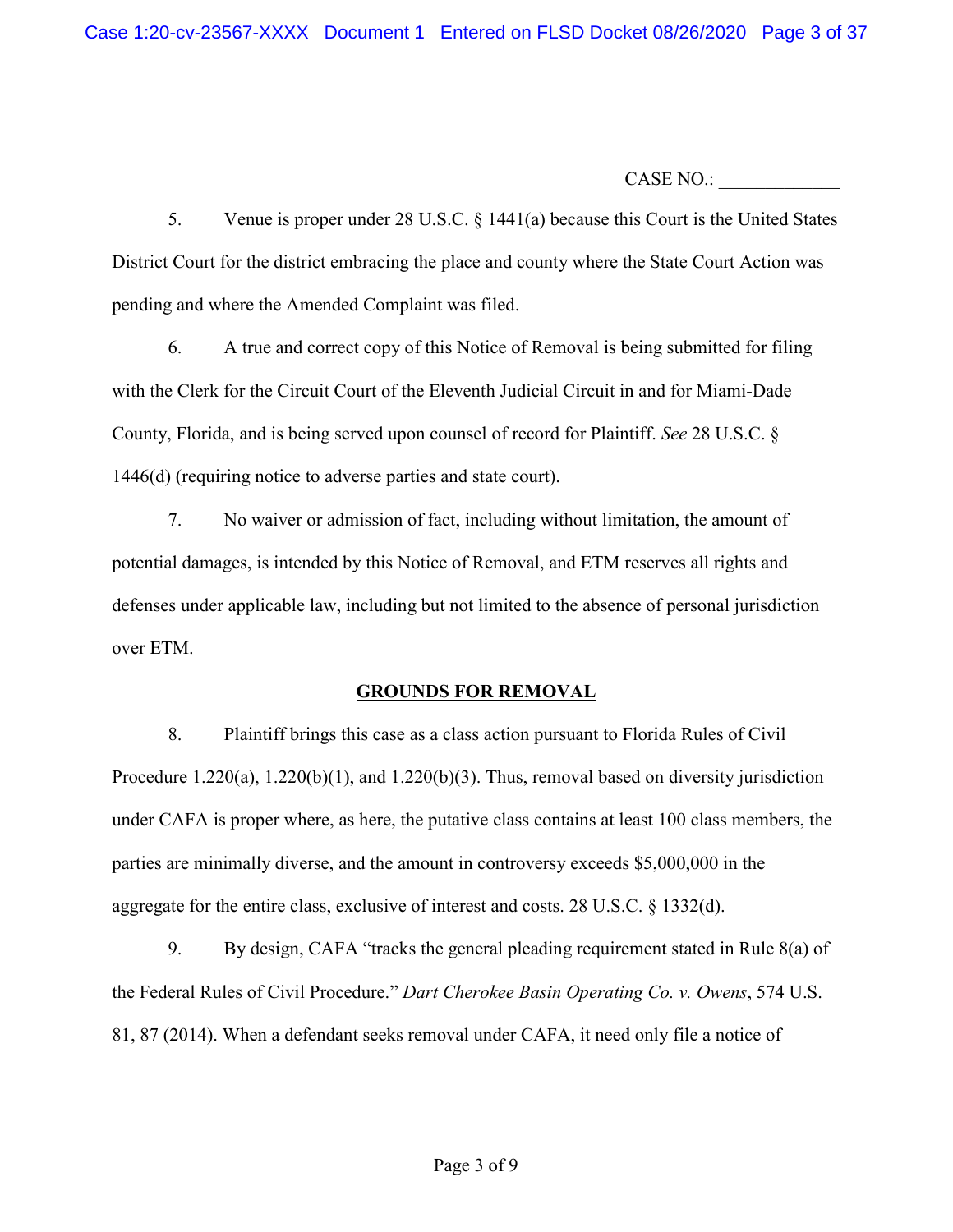CASE NO.: _____________

5. Venue is proper under 28 U.S.C. § 1441(a) because this Court is the United States District Court for the district embracing the place and county where the State Court Action was pending and where the Amended Complaint was filed.

6. A true and correct copy of this Notice of Removal is being submitted for filing with the Clerk for the Circuit Court of the Eleventh Judicial Circuit in and for Miami-Dade County, Florida, and is being served upon counsel of record for Plaintiff. *See* 28 U.S.C. § 1446(d) (requiring notice to adverse parties and state court).

7. No waiver or admission of fact, including without limitation, the amount of potential damages, is intended by this Notice of Removal, and ETM reserves all rights and defenses under applicable law, including but not limited to the absence of personal jurisdiction over ETM.

## GROUNDS FOR REMOVAL

8. Plaintiff brings this case as a class action pursuant to Florida Rules of Civil Procedure 1.220(a), 1.220(b)(1), and 1.220(b)(3). Thus, removal based on diversity jurisdiction under CAFA is proper where, as here, the putative class contains at least 100 class members, the parties are minimally diverse, and the amount in controversy exceeds $5,000,000 in the aggregate for the entire class, exclusive of interest and costs. 28 U.S.C. § 1332(d).

9. By design, CAFA "tracks the general pleading requirement stated in Rule 8(a) of the Federal Rules of Civil Procedure." *Dart Cherokee Basin Operating Co. v. Owens*, 574 U.S. 81, 87 (2014). When a defendant seeks removal under CAFA, it need only file a notice of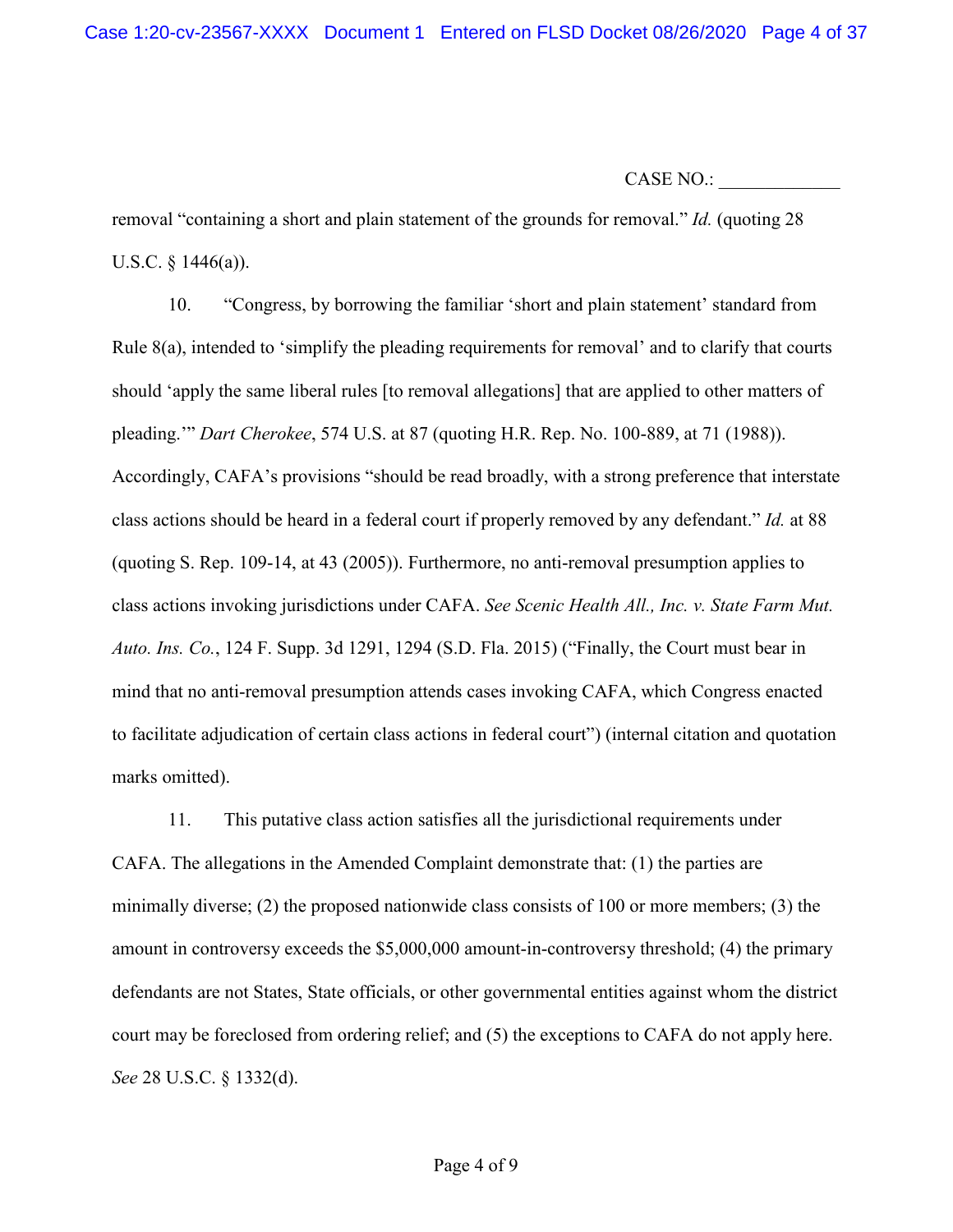removal "containing a short and plain statement of the grounds for removal." *Id.* (quoting 28 U.S.C. § 1446(a)).

10. "Congress, by borrowing the familiar 'short and plain statement' standard from Rule 8(a), intended to 'simplify the pleading requirements for removal' and to clarify that courts should 'apply the same liberal rules [to removal allegations] that are applied to other matters of pleading.'" *Dart Cherokee*, 574 U.S. at 87 (quoting H.R. Rep. No. 100-889, at 71 (1988)). Accordingly, CAFA's provisions "should be read broadly, with a strong preference that interstate class actions should be heard in a federal court if properly removed by any defendant." *Id.* at 88 (quoting S. Rep. 109-14, at 43 (2005)). Furthermore, no anti-removal presumption applies to class actions invoking jurisdictions under CAFA. *See Scenic Health All., Inc. v. State Farm Mut. Auto. Ins. Co.*, 124 F. Supp. 3d 1291, 1294 (S.D. Fla. 2015) ("Finally, the Court must bear in mind that no anti-removal presumption attends cases invoking CAFA, which Congress enacted to facilitate adjudication of certain class actions in federal court") (internal citation and quotation marks omitted).

11. This putative class action satisfies all the jurisdictional requirements under CAFA. The allegations in the Amended Complaint demonstrate that: (1) the parties are minimally diverse; (2) the proposed nationwide class consists of 100 or more members; (3) the amount in controversy exceeds the $5,000,000 amount-in-controversy threshold; (4) the primary defendants are not States, State officials, or other governmental entities against whom the district court may be foreclosed from ordering relief; and (5) the exceptions to CAFA do not apply here. *See* 28 U.S.C. § 1332(d).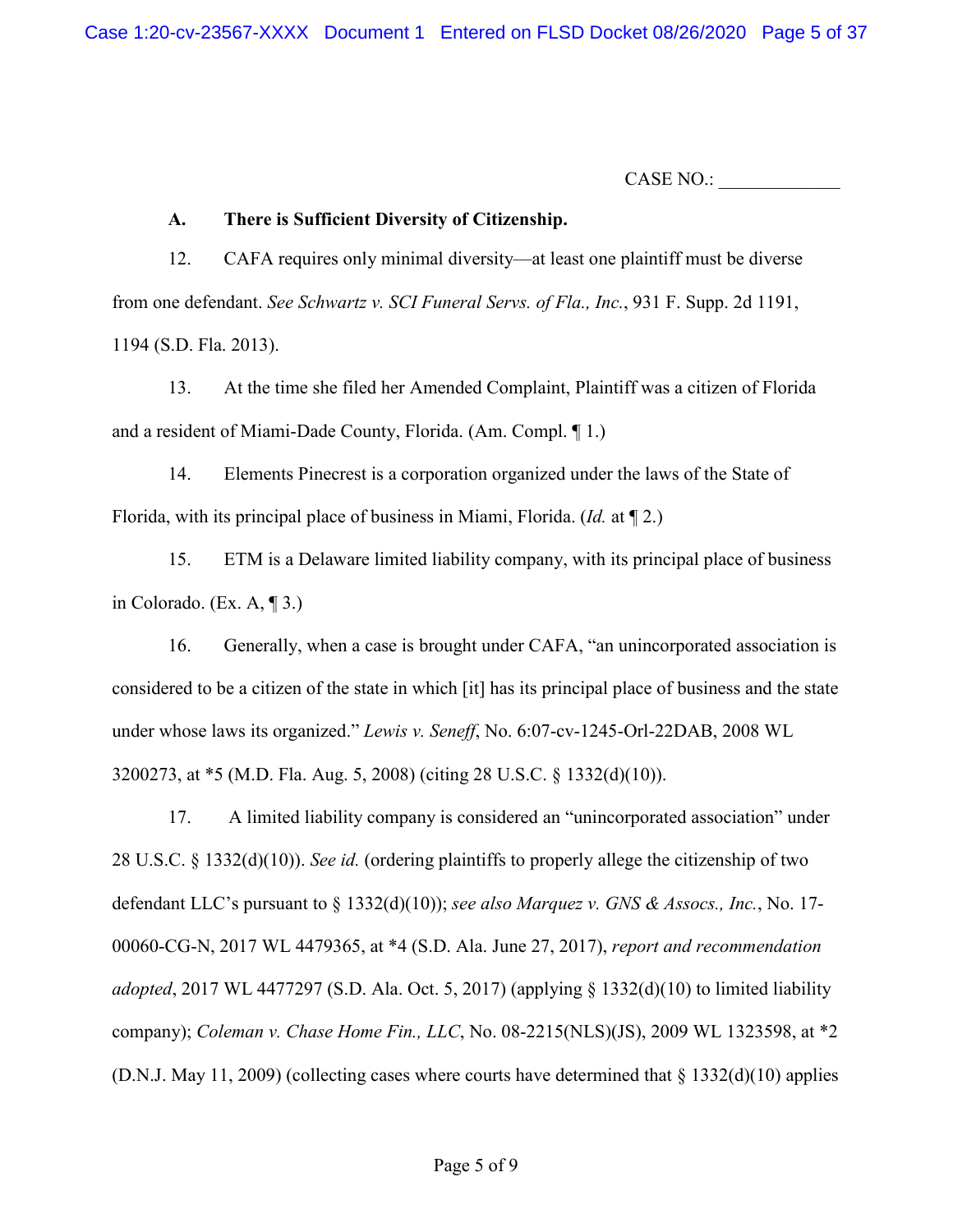CASE NO.: _____________

**A. There is Sufficient Diversity of Citizenship.**

12. CAFA requires only minimal diversity—at least one plaintiff must be diverse from one defendant. *See Schwartz v. SCI Funeral Servs. of Fla., Inc.*, 931 F. Supp. 2d 1191, 1194 (S.D. Fla. 2013).

13. At the time she filed her Amended Complaint, Plaintiff was a citizen of Florida and a resident of Miami-Dade County, Florida. (Am. Compl. ¶ 1.)

14. Elements Pinecrest is a corporation organized under the laws of the State of Florida, with its principal place of business in Miami, Florida. (*Id.* at ¶ 2.)

15. ETM is a Delaware limited liability company, with its principal place of business in Colorado. (Ex. A, ¶ 3.)

16. Generally, when a case is brought under CAFA, "an unincorporated association is considered to be a citizen of the state in which [it] has its principal place of business and the state under whose laws its organized." *Lewis v. Seneff*, No. 6:07-cv-1245-Orl-22DAB, 2008 WL 3200273, at *5 (M.D. Fla. Aug. 5, 2008) (citing 28 U.S.C. § 1332(d)(10)).

17. A limited liability company is considered an "unincorporated association" under 28 U.S.C. § 1332(d)(10)). *See id.* (ordering plaintiffs to properly allege the citizenship of two defendant LLC's pursuant to § 1332(d)(10)); *see also Marquez v. GNS & Assocs., Inc.*, No. 17-00060-CG-N, 2017 WL 4479365, at *4 (S.D. Ala. June 27, 2017), *report and recommendation adopted*, 2017 WL 4477297 (S.D. Ala. Oct. 5, 2017) (applying § 1332(d)(10) to limited liability company); *Coleman v. Chase Home Fin., LLC*, No. 08-2215(NLS)(JS), 2009 WL 1323598, at *2 (D.N.J. May 11, 2009) (collecting cases where courts have determined that § 1332(d)(10) applies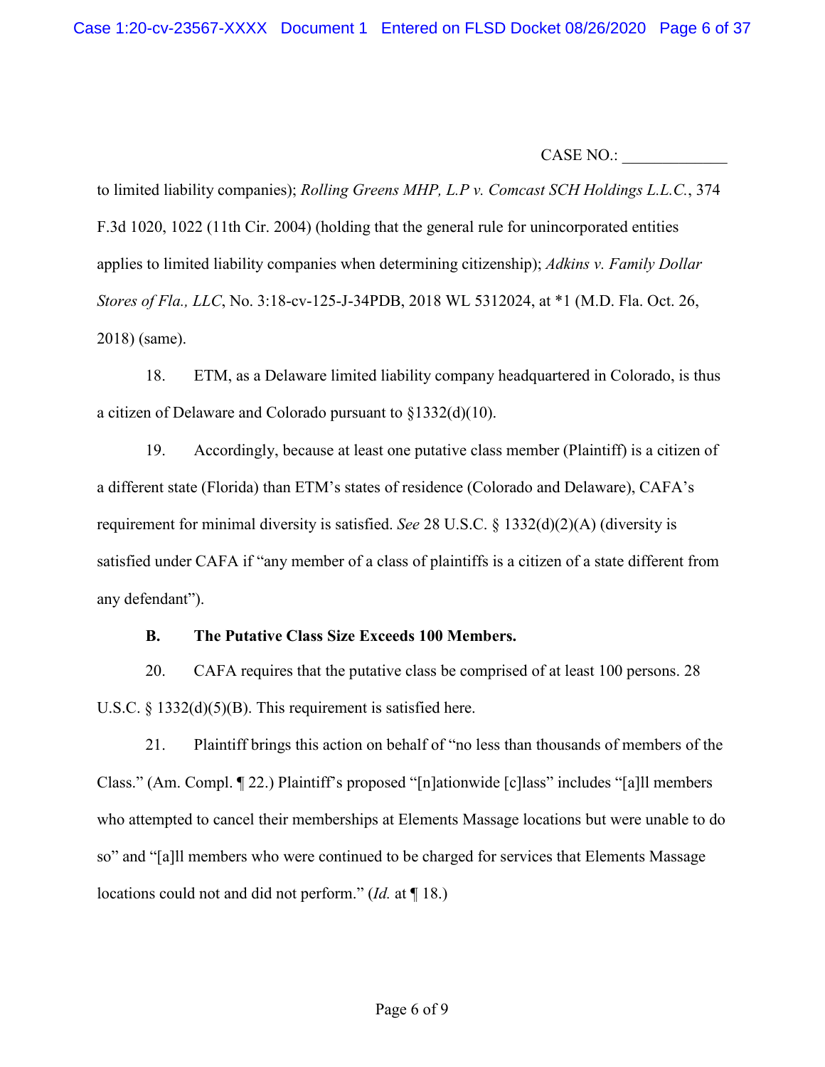to limited liability companies); *Rolling Greens MHP, L.P v. Comcast SCH Holdings L.L.C.*, 374 F.3d 1020, 1022 (11th Cir. 2004) (holding that the general rule for unincorporated entities applies to limited liability companies when determining citizenship); *Adkins v. Family Dollar Stores of Fla., LLC*, No. 3:18-cv-125-J-34PDB, 2018 WL 5312024, at *1 (M.D. Fla. Oct. 26, 2018) (same).

18. ETM, as a Delaware limited liability company headquartered in Colorado, is thus a citizen of Delaware and Colorado pursuant to §1332(d)(10).

19. Accordingly, because at least one putative class member (Plaintiff) is a citizen of a different state (Florida) than ETM's states of residence (Colorado and Delaware), CAFA's requirement for minimal diversity is satisfied. *See* 28 U.S.C. § 1332(d)(2)(A) (diversity is satisfied under CAFA if "any member of a class of plaintiffs is a citizen of a state different from any defendant").

**B. The Putative Class Size Exceeds 100 Members.**

20. CAFA requires that the putative class be comprised of at least 100 persons. 28 U.S.C. § 1332(d)(5)(B). This requirement is satisfied here.

21. Plaintiff brings this action on behalf of "no less than thousands of members of the Class." (Am. Compl. ¶ 22.) Plaintiff's proposed "[n]ationwide [c]lass" includes "[a]ll members who attempted to cancel their memberships at Elements Massage locations but were unable to do so" and "[a]ll members who were continued to be charged for services that Elements Massage locations could not and did not perform." (*Id.* at ¶ 18.)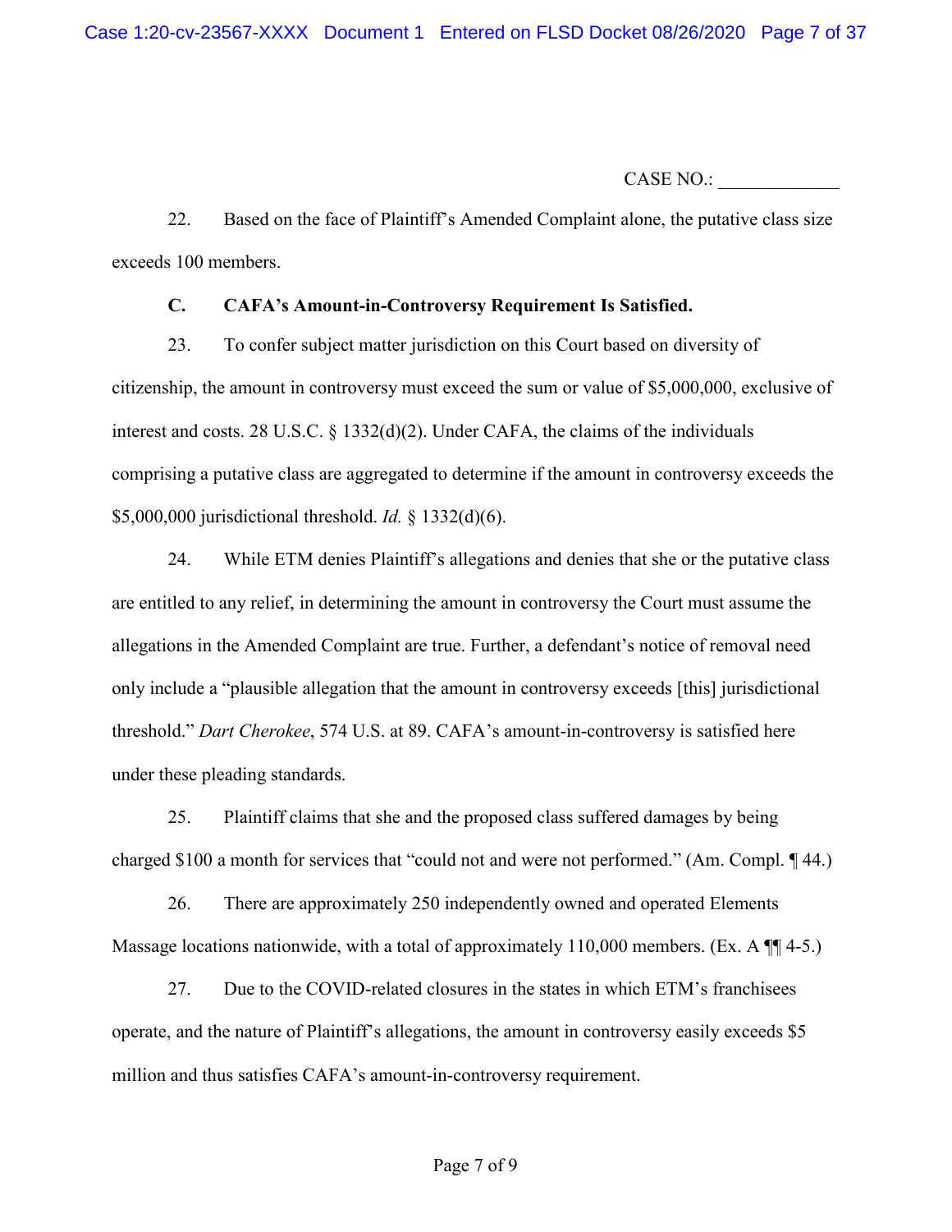CASE NO.: _____________

22. Based on the face of Plaintiff's Amended Complaint alone, the putative class size exceeds 100 members.

**C. CAFA's Amount-in-Controversy Requirement Is Satisfied.**

23. To confer subject matter jurisdiction on this Court based on diversity of citizenship, the amount in controversy must exceed the sum or value of $5,000,000, exclusive of interest and costs. 28 U.S.C. § 1332(d)(2). Under CAFA, the claims of the individuals comprising a putative class are aggregated to determine if the amount in controversy exceeds the $5,000,000 jurisdictional threshold. *Id.* § 1332(d)(6).

24. While ETM denies Plaintiff's allegations and denies that she or the putative class are entitled to any relief, in determining the amount in controversy the Court must assume the allegations in the Amended Complaint are true. Further, a defendant's notice of removal need only include a "plausible allegation that the amount in controversy exceeds [this] jurisdictional threshold." *Dart Cherokee*, 574 U.S. at 89. CAFA's amount-in-controversy is satisfied here under these pleading standards.

25. Plaintiff claims that she and the proposed class suffered damages by being charged $100 a month for services that "could not and were not performed." (Am. Compl. ¶ 44.)

26. There are approximately 250 independently owned and operated Elements Massage locations nationwide, with a total of approximately 110,000 members. (Ex. A ¶¶ 4-5.)

27. Due to the COVID-related closures in the states in which ETM's franchisees operate, and the nature of Plaintiff's allegations, the amount in controversy easily exceeds $5 million and thus satisfies CAFA's amount-in-controversy requirement.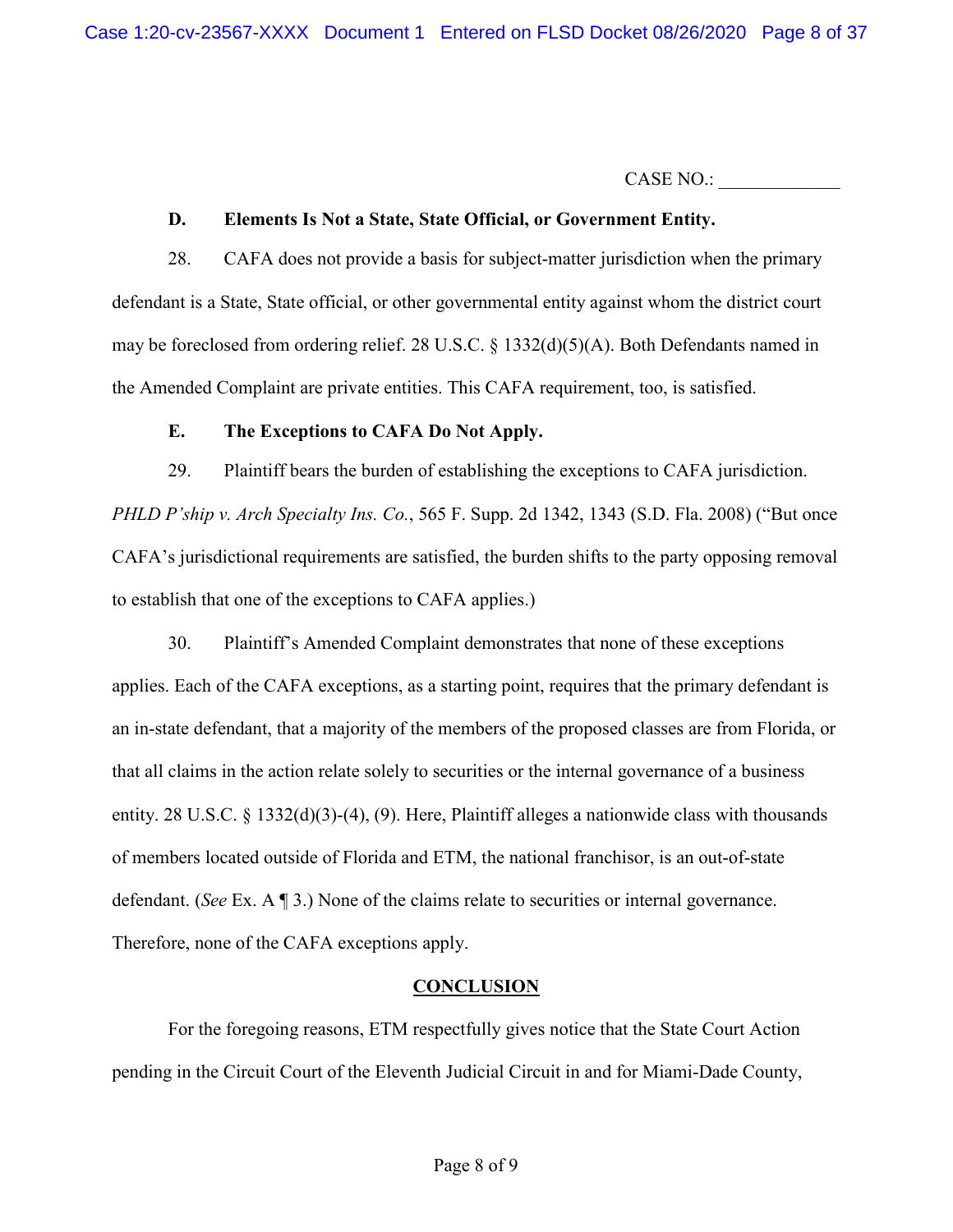CASE NO.: _____________

### D. Elements Is Not a State, State Official, or Government Entity.

28. CAFA does not provide a basis for subject-matter jurisdiction when the primary defendant is a State, State official, or other governmental entity against whom the district court may be foreclosed from ordering relief. 28 U.S.C. § 1332(d)(5)(A). Both Defendants named in the Amended Complaint are private entities. This CAFA requirement, too, is satisfied.

### E. The Exceptions to CAFA Do Not Apply.

29. Plaintiff bears the burden of establishing the exceptions to CAFA jurisdiction. *PHLD P'ship v. Arch Specialty Ins. Co.*, 565 F. Supp. 2d 1342, 1343 (S.D. Fla. 2008) ("But once CAFA's jurisdictional requirements are satisfied, the burden shifts to the party opposing removal to establish that one of the exceptions to CAFA applies.)

30. Plaintiff's Amended Complaint demonstrates that none of these exceptions applies. Each of the CAFA exceptions, as a starting point, requires that the primary defendant is an in-state defendant, that a majority of the members of the proposed classes are from Florida, or that all claims in the action relate solely to securities or the internal governance of a business entity. 28 U.S.C. § 1332(d)(3)-(4), (9). Here, Plaintiff alleges a nationwide class with thousands of members located outside of Florida and ETM, the national franchisor, is an out-of-state defendant. (*See* Ex. A ¶ 3.) None of the claims relate to securities or internal governance. Therefore, none of the CAFA exceptions apply.

## CONCLUSION

For the foregoing reasons, ETM respectfully gives notice that the State Court Action pending in the Circuit Court of the Eleventh Judicial Circuit in and for Miami-Dade County,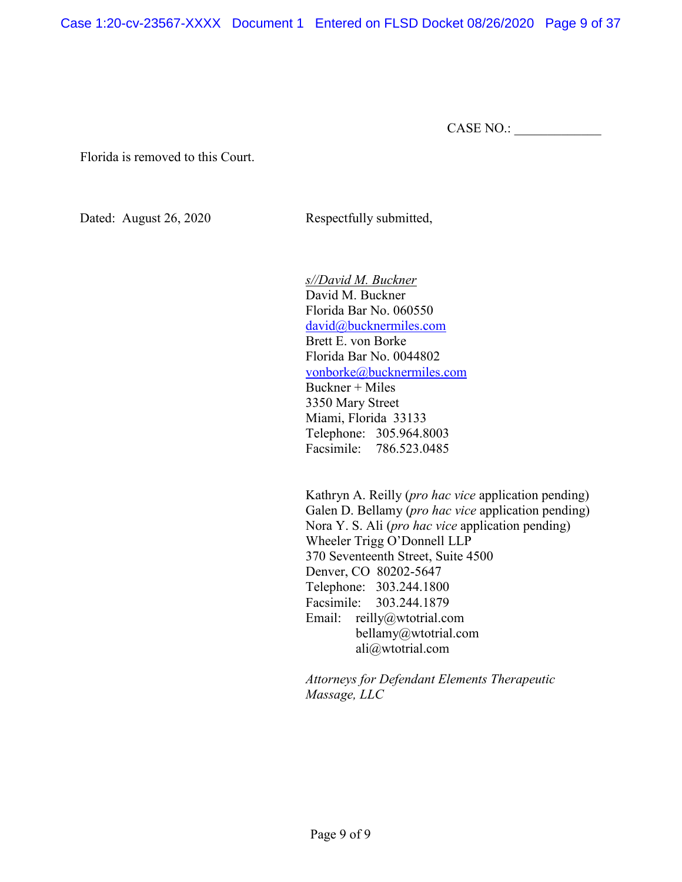CASE NO.: ____________

Florida is removed to this Court.

Dated: August 26, 2020

Respectfully submitted,

*s//David M. Buckner*
David M. Buckner
Florida Bar No. 060550
david@bucknermiles.com
Brett E. von Borke
Florida Bar No. 0044802
vonborke@bucknermiles.com
Buckner + Miles
3350 Mary Street
Miami, Florida 33133
Telephone: 305.964.8003
Facsimile: 786.523.0485

Kathryn A. Reilly (*pro hac vice* application pending)
Galen D. Bellamy (*pro hac vice* application pending)
Nora Y. S. Ali (*pro hac vice* application pending)
Wheeler Trigg O'Donnell LLP
370 Seventeenth Street, Suite 4500
Denver, CO 80202-5647
Telephone: 303.244.1800
Facsimile: 303.244.1879
Email: reilly@wtotrial.com
bellamy@wtotrial.com
ali@wtotrial.com

*Attorneys for Defendant Elements Therapeutic Massage, LLC*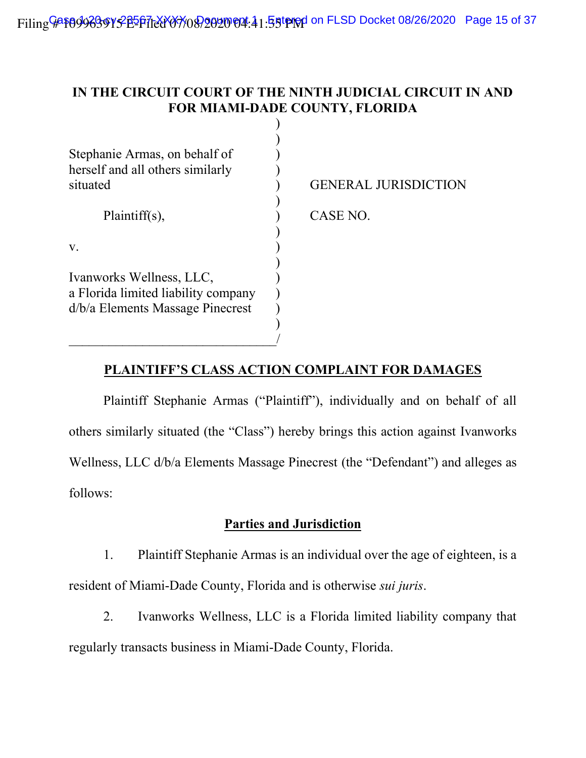**IN THE CIRCUIT COURT OF THE NINTH JUDICIAL CIRCUIT IN AND FOR MIAMI-DADE COUNTY, FLORIDA**

Stephanie Armas, on behalf of herself and all others similarly situated

Plaintiff(s),

v.

Ivanworks Wellness, LLC, a Florida limited liability company d/b/a Elements Massage Pinecrest

GENERAL JURISDICTION

CASE NO.

## PLAINTIFF'S CLASS ACTION COMPLAINT FOR DAMAGES

Plaintiff Stephanie Armas ("Plaintiff"), individually and on behalf of all others similarly situated (the "Class") hereby brings this action against Ivanworks Wellness, LLC d/b/a Elements Massage Pinecrest (the "Defendant") and alleges as follows:

### Parties and Jurisdiction

1. Plaintiff Stephanie Armas is an individual over the age of eighteen, is a resident of Miami-Dade County, Florida and is otherwise *sui juris*.

2. Ivanworks Wellness, LLC is a Florida limited liability company that regularly transacts business in Miami-Dade County, Florida.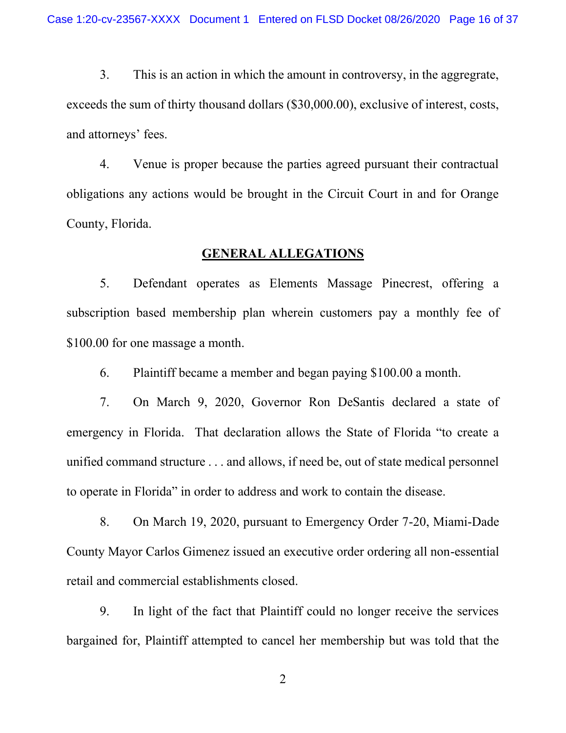3. This is an action in which the amount in controversy, in the aggregrate, exceeds the sum of thirty thousand dollars ($30,000.00), exclusive of interest, costs, and attorneys' fees.

4. Venue is proper because the parties agreed pursuant their contractual obligations any actions would be brought in the Circuit Court in and for Orange County, Florida.

## GENERAL ALLEGATIONS

5. Defendant operates as Elements Massage Pinecrest, offering a subscription based membership plan wherein customers pay a monthly fee of $100.00 for one massage a month.

6. Plaintiff became a member and began paying $100.00 a month.

7. On March 9, 2020, Governor Ron DeSantis declared a state of emergency in Florida. That declaration allows the State of Florida "to create a unified command structure . . . and allows, if need be, out of state medical personnel to operate in Florida" in order to address and work to contain the disease.

8. On March 19, 2020, pursuant to Emergency Order 7-20, Miami-Dade County Mayor Carlos Gimenez issued an executive order ordering all non-essential retail and commercial establishments closed.

9. In light of the fact that Plaintiff could no longer receive the services bargained for, Plaintiff attempted to cancel her membership but was told that the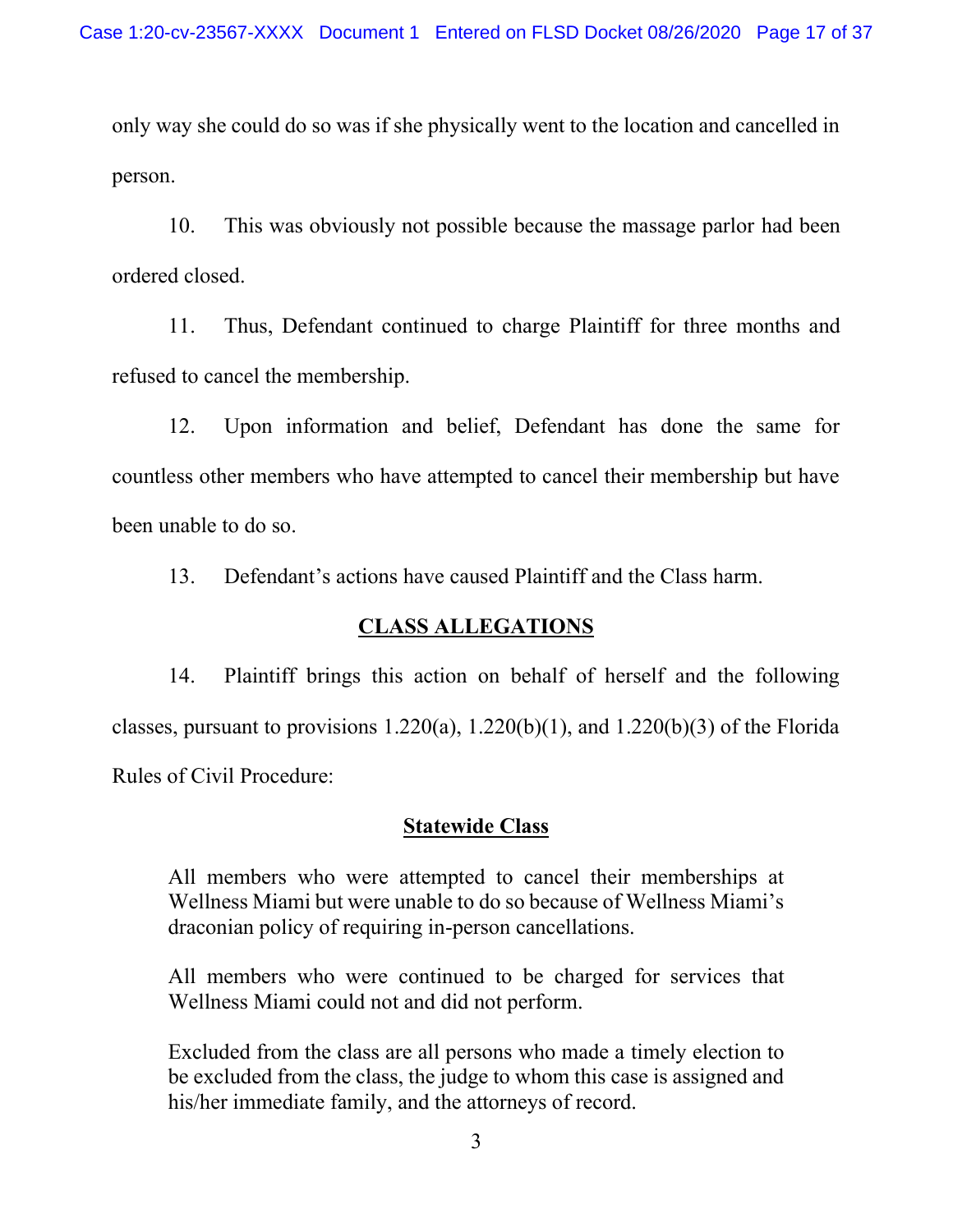only way she could do so was if she physically went to the location and cancelled in person.

10. This was obviously not possible because the massage parlor had been ordered closed.

11. Thus, Defendant continued to charge Plaintiff for three months and refused to cancel the membership.

12. Upon information and belief, Defendant has done the same for countless other members who have attempted to cancel their membership but have been unable to do so.

13. Defendant's actions have caused Plaintiff and the Class harm.

## CLASS ALLEGATIONS

14. Plaintiff brings this action on behalf of herself and the following classes, pursuant to provisions 1.220(a), 1.220(b)(1), and 1.220(b)(3) of the Florida Rules of Civil Procedure:

### Statewide Class

> All members who were attempted to cancel their memberships at Wellness Miami but were unable to do so because of Wellness Miami's draconian policy of requiring in-person cancellations.
>
> All members who were continued to be charged for services that Wellness Miami could not and did not perform.
>
> Excluded from the class are all persons who made a timely election to be excluded from the class, the judge to whom this case is assigned and his/her immediate family, and the attorneys of record.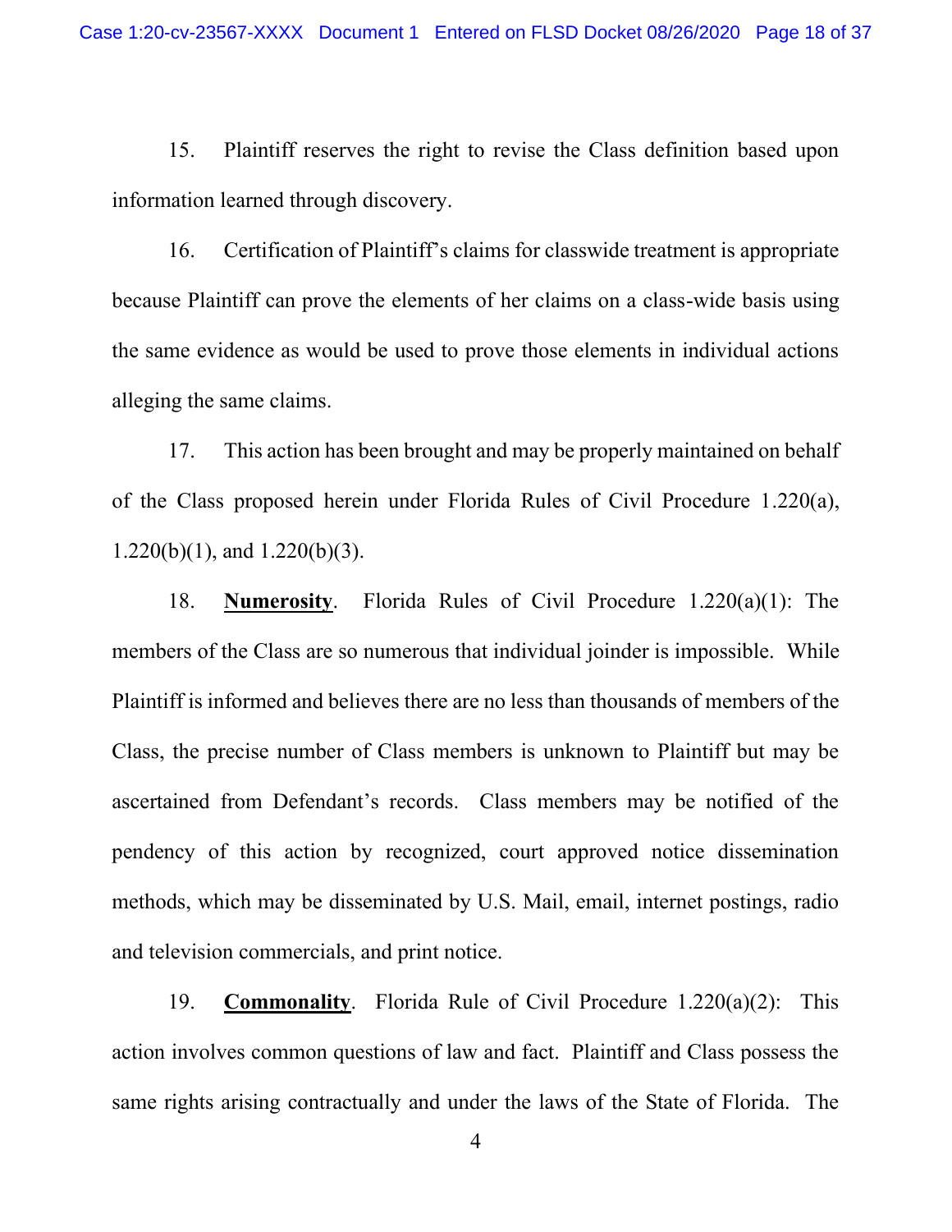15. Plaintiff reserves the right to revise the Class definition based upon information learned through discovery.

16. Certification of Plaintiff's claims for classwide treatment is appropriate because Plaintiff can prove the elements of her claims on a class-wide basis using the same evidence as would be used to prove those elements in individual actions alleging the same claims.

17. This action has been brought and may be properly maintained on behalf of the Class proposed herein under Florida Rules of Civil Procedure 1.220(a), 1.220(b)(1), and 1.220(b)(3).

18. **Numerosity**. Florida Rules of Civil Procedure 1.220(a)(1): The members of the Class are so numerous that individual joinder is impossible. While Plaintiff is informed and believes there are no less than thousands of members of the Class, the precise number of Class members is unknown to Plaintiff but may be ascertained from Defendant's records. Class members may be notified of the pendency of this action by recognized, court approved notice dissemination methods, which may be disseminated by U.S. Mail, email, internet postings, radio and television commercials, and print notice.

19. **Commonality**. Florida Rule of Civil Procedure 1.220(a)(2): This action involves common questions of law and fact. Plaintiff and Class possess the same rights arising contractually and under the laws of the State of Florida. The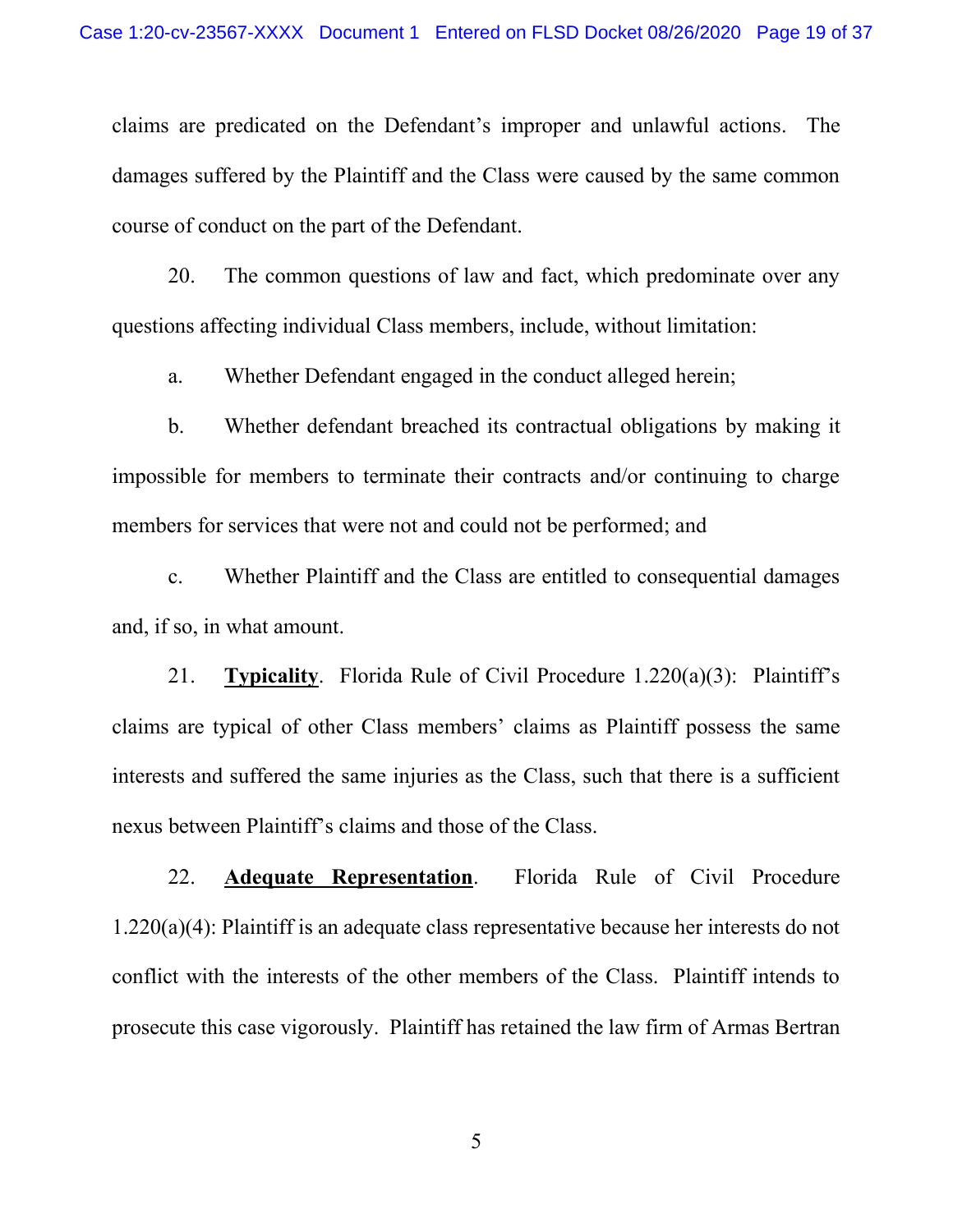claims are predicated on the Defendant's improper and unlawful actions. The damages suffered by the Plaintiff and the Class were caused by the same common course of conduct on the part of the Defendant.

20. The common questions of law and fact, which predominate over any questions affecting individual Class members, include, without limitation:

a. Whether Defendant engaged in the conduct alleged herein;

b. Whether defendant breached its contractual obligations by making it impossible for members to terminate their contracts and/or continuing to charge members for services that were not and could not be performed; and

c. Whether Plaintiff and the Class are entitled to consequential damages and, if so, in what amount.

21. **Typicality**. Florida Rule of Civil Procedure 1.220(a)(3): Plaintiff's claims are typical of other Class members' claims as Plaintiff possess the same interests and suffered the same injuries as the Class, such that there is a sufficient nexus between Plaintiff's claims and those of the Class.

22. **Adequate Representation**. Florida Rule of Civil Procedure 1.220(a)(4): Plaintiff is an adequate class representative because her interests do not conflict with the interests of the other members of the Class. Plaintiff intends to prosecute this case vigorously. Plaintiff has retained the law firm of Armas Bertran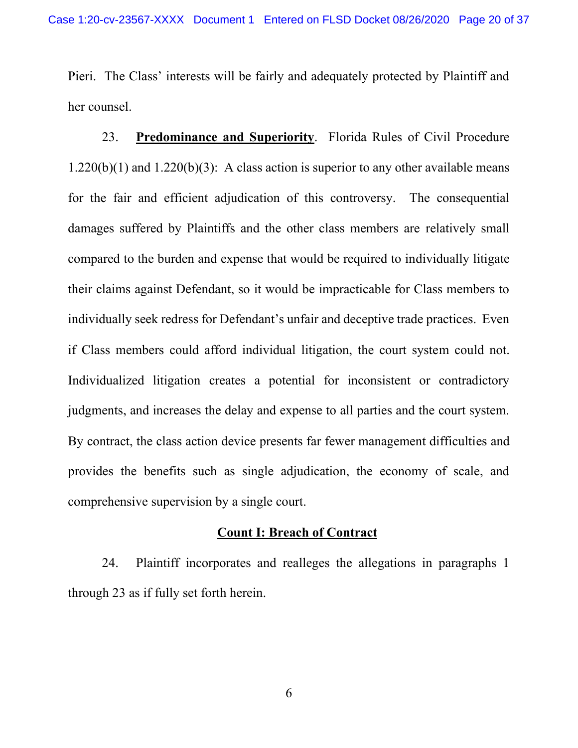Pieri. The Class' interests will be fairly and adequately protected by Plaintiff and her counsel.

23. **Predominance and Superiority**. Florida Rules of Civil Procedure 1.220(b)(1) and 1.220(b)(3): A class action is superior to any other available means for the fair and efficient adjudication of this controversy. The consequential damages suffered by Plaintiffs and the other class members are relatively small compared to the burden and expense that would be required to individually litigate their claims against Defendant, so it would be impracticable for Class members to individually seek redress for Defendant's unfair and deceptive trade practices. Even if Class members could afford individual litigation, the court system could not. Individualized litigation creates a potential for inconsistent or contradictory judgments, and increases the delay and expense to all parties and the court system. By contract, the class action device presents far fewer management difficulties and provides the benefits such as single adjudication, the economy of scale, and comprehensive supervision by a single court.

## Count I: Breach of Contract

24. Plaintiff incorporates and realleges the allegations in paragraphs 1 through 23 as if fully set forth herein.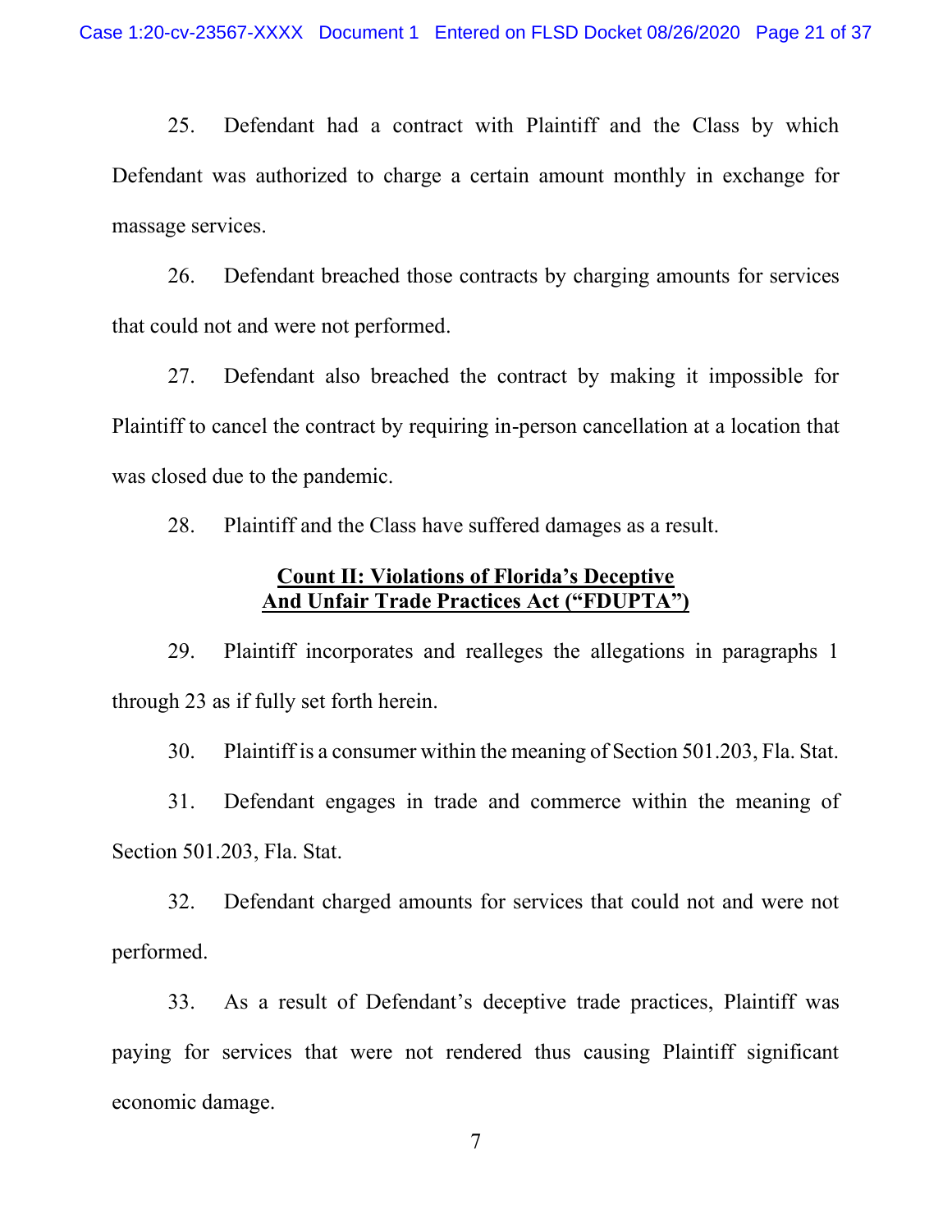25. Defendant had a contract with Plaintiff and the Class by which Defendant was authorized to charge a certain amount monthly in exchange for massage services.

26. Defendant breached those contracts by charging amounts for services that could not and were not performed.

27. Defendant also breached the contract by making it impossible for Plaintiff to cancel the contract by requiring in-person cancellation at a location that was closed due to the pandemic.

28. Plaintiff and the Class have suffered damages as a result.

## Count II: Violations of Florida's Deceptive And Unfair Trade Practices Act ("FDUPTA")

29. Plaintiff incorporates and realleges the allegations in paragraphs 1 through 23 as if fully set forth herein.

30. Plaintiff is a consumer within the meaning of Section 501.203, Fla. Stat.

31. Defendant engages in trade and commerce within the meaning of Section 501.203, Fla. Stat.

32. Defendant charged amounts for services that could not and were not performed.

33. As a result of Defendant's deceptive trade practices, Plaintiff was paying for services that were not rendered thus causing Plaintiff significant economic damage.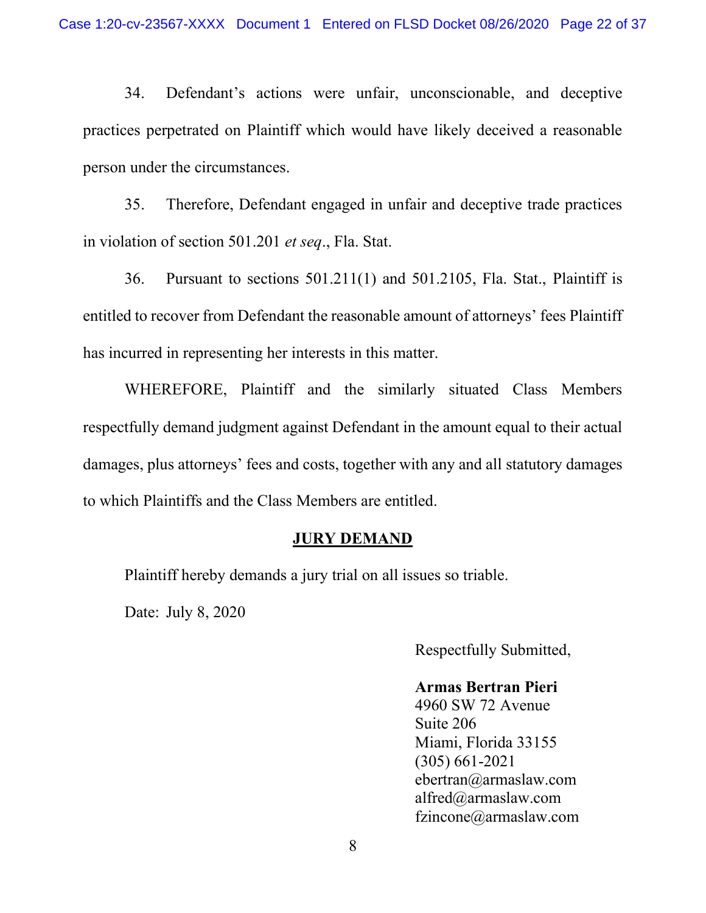34. Defendant's actions were unfair, unconscionable, and deceptive practices perpetrated on Plaintiff which would have likely deceived a reasonable person under the circumstances.

35. Therefore, Defendant engaged in unfair and deceptive trade practices in violation of section 501.201 *et seq*., Fla. Stat.

36. Pursuant to sections 501.211(1) and 501.2105, Fla. Stat., Plaintiff is entitled to recover from Defendant the reasonable amount of attorneys' fees Plaintiff has incurred in representing her interests in this matter.

WHEREFORE, Plaintiff and the similarly situated Class Members respectfully demand judgment against Defendant in the amount equal to their actual damages, plus attorneys' fees and costs, together with any and all statutory damages to which Plaintiffs and the Class Members are entitled.

**JURY DEMAND**

Plaintiff hereby demands a jury trial on all issues so triable.

Date: July 8, 2020

Respectfully Submitted,

**Armas Bertran Pieri**
4960 SW 72 Avenue
Suite 206
Miami, Florida 33155
(305) 661-2021
ebertran@armaslaw.com
alfred@armaslaw.com
fzincone@armaslaw.com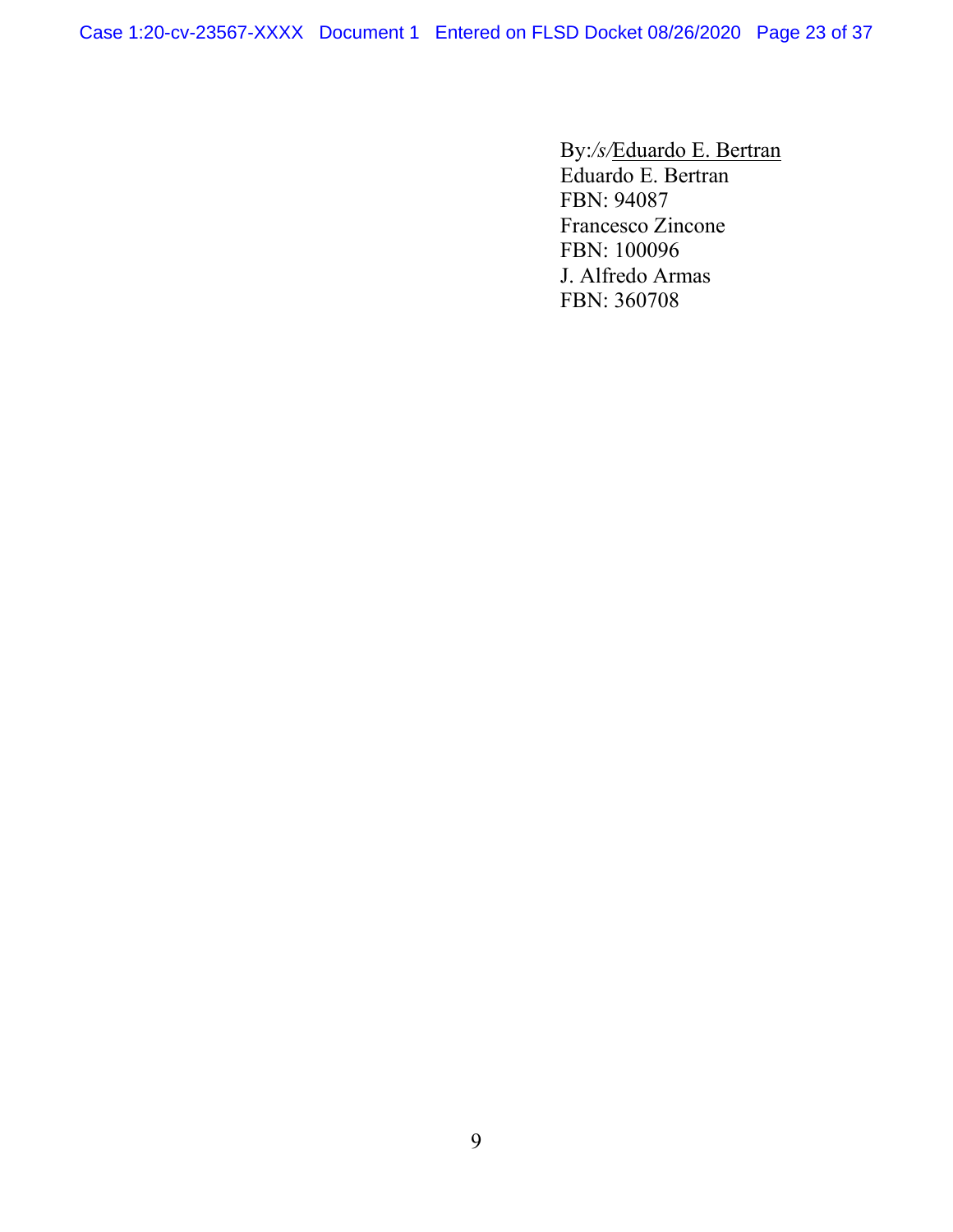By:*/s/*Eduardo E. Bertran
Eduardo E. Bertran
FBN: 94087
Francesco Zincone
FBN: 100096
J. Alfredo Armas
FBN: 360708